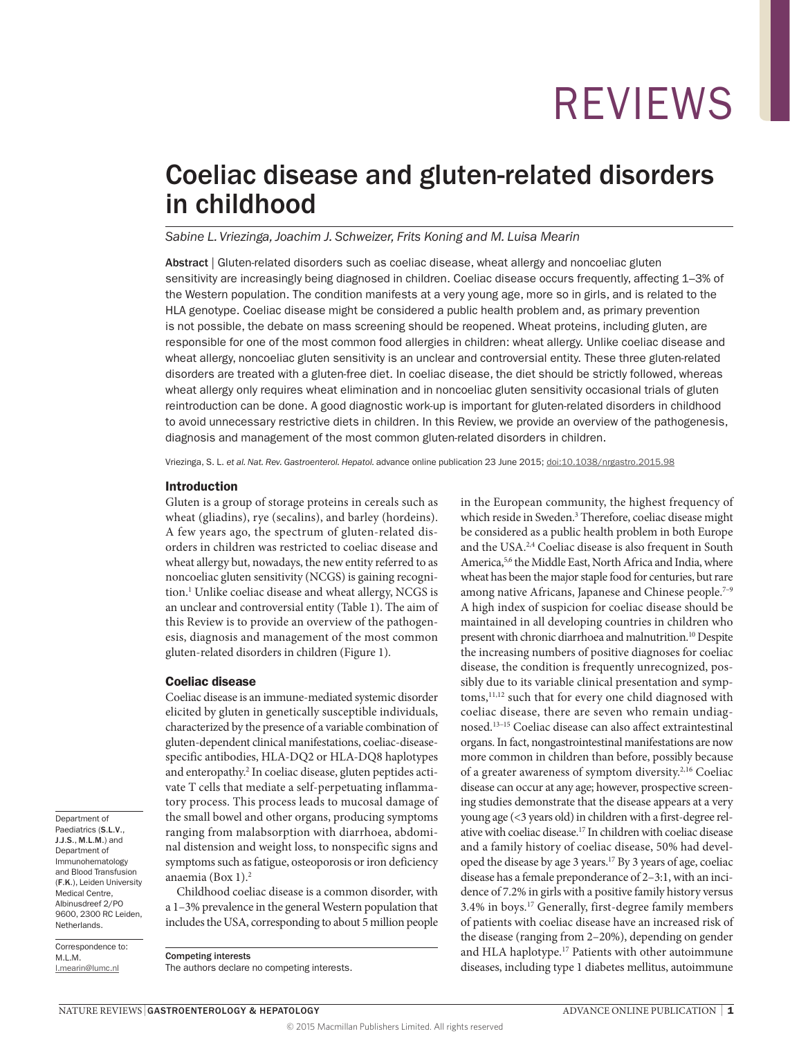# Coeliac disease and gluten-related disorders in childhood

*Sabine L. Vriezinga, Joachim J. Schweizer, Frits Koning and M. Luisa Mearin*

**Abstract** | Gluten-related disorders such as coeliac disease, wheat allergy and noncoeliac gluten sensitivity are increasingly being diagnosed in children. Coeliac disease occurs frequently, affecting 1–3% of the Western population. The condition manifests at a very young age, more so in girls, and is related to the HLA genotype. Coeliac disease might be considered a public health problem and, as primary prevention is not possible, the debate on mass screening should be reopened. Wheat proteins, including gluten, are responsible for one of the most common food allergies in children: wheat allergy. Unlike coeliac disease and wheat allergy, noncoeliac gluten sensitivity is an unclear and controversial entity. These three gluten-related disorders are treated with a gluten-free diet. In coeliac disease, the diet should be strictly followed, whereas wheat allergy only requires wheat elimination and in noncoeliac gluten sensitivity occasional trials of gluten reintroduction can be done. A good diagnostic work-up is important for gluten-related disorders in childhood to avoid unnecessary restrictive diets in children. In this Review, we provide an overview of the pathogenesis, diagnosis and management of the most common gluten-related disorders in children.

Vriezinga, S. L. *et al. Nat. Rev. Gastroenterol. Hepatol.* advance online publication 23 June 2015; doi:10.1038/nrgastro.2015.98

## Introduction

Gluten is a group of storage proteins in cereals such as wheat (gliadins), rye (secalins), and barley (hordeins). A few years ago, the spectrum of gluten-related disorders in children was restricted to coeliac disease and wheat allergy but, nowadays, the new entity referred to as noncoeliac gluten sensitivity (NCGS) is gaining recognition.[1] Unlike coeliac disease and wheat allergy, NCGS is an unclear and controversial entity (Table 1). The aim of this Review is to provide an overview of the pathogenesis, diagnosis and management of the most common gluten-related disorders in children (Figure 1).

## Coeliac disease

Coeliac disease is an immune-mediated systemic disorder elicited by gluten in genetically susceptible individuals, characterized by the presence of a variable combination of gluten-dependent clinical manifestations, coeliac-disease-specific antibodies, HLA-DQ2 or HLA-DQ8 haplotypes and enteropathy.[2] In coeliac disease, gluten peptides activate T cells that mediate a self-perpetuating inflammatory process. This process leads to mucosal damage of the small bowel and other organs, producing symptoms ranging from malabsorption with diarrhoea, abdominal distension and weight loss, to nonspecific signs and symptoms such as fatigue, osteoporosis or iron deficiency anaemia (Box 1).[2]

Childhood coeliac disease is a common disorder, with a 1–3% prevalence in the general Western population that includes the USA, corresponding to about 5 million people in the European community, the highest frequency of which reside in Sweden.[3] Therefore, coeliac disease might be considered as a public health problem in both Europe and the USA.[2,4] Coeliac disease is also frequent in South America,[5,6] the Middle East, North Africa and India, where wheat has been the major staple food for centuries, but rare among native Africans, Japanese and Chinese people.[7–9] A high index of suspicion for coeliac disease should be maintained in all developing countries in children who present with chronic diarrhoea and malnutrition.[10] Despite the increasing numbers of positive diagnoses for coeliac disease, the condition is frequently unrecognized, possibly due to its variable clinical presentation and symptoms,[11,12] such that for every one child diagnosed with coeliac disease, there are seven who remain undiagnosed.[13–15] Coeliac disease can also affect extraintestinal organs. In fact, nongastrointestinal manifestations are now more common in children than before, possibly because of a greater awareness of symptom diversity.[2,16] Coeliac disease can occur at any age; however, prospective screening studies demonstrate that the disease appears at a very young age (<3 years old) in children with a first-degree relative with coeliac disease.[17] In children with coeliac disease and a family history of coeliac disease, 50% had developed the disease by age 3 years.[17] By 3 years of age, coeliac disease has a female preponderance of 2–3:1, with an incidence of 7.2% in girls with a positive family history versus 3.4% in boys.[17] Generally, first-degree family members of patients with coeliac disease have an increased risk of the disease (ranging from 2–20%), depending on gender and HLA haplotype.[17] Patients with other autoimmune diseases, including type 1 diabetes mellitus, autoimmune

Department of Paediatrics (**S.L.V.**, **J.J.S.**, **M.L.M.**) and Department of Immunohematology and Blood Transfusion (**F.K.**), Leiden University Medical Centre, Albinusdreef 2/PO 9600, 2300 RC Leiden, Netherlands.

Correspondence to: M.L.M. l.mearin@lumc.nl

**Competing interests**
The authors declare no competing interests.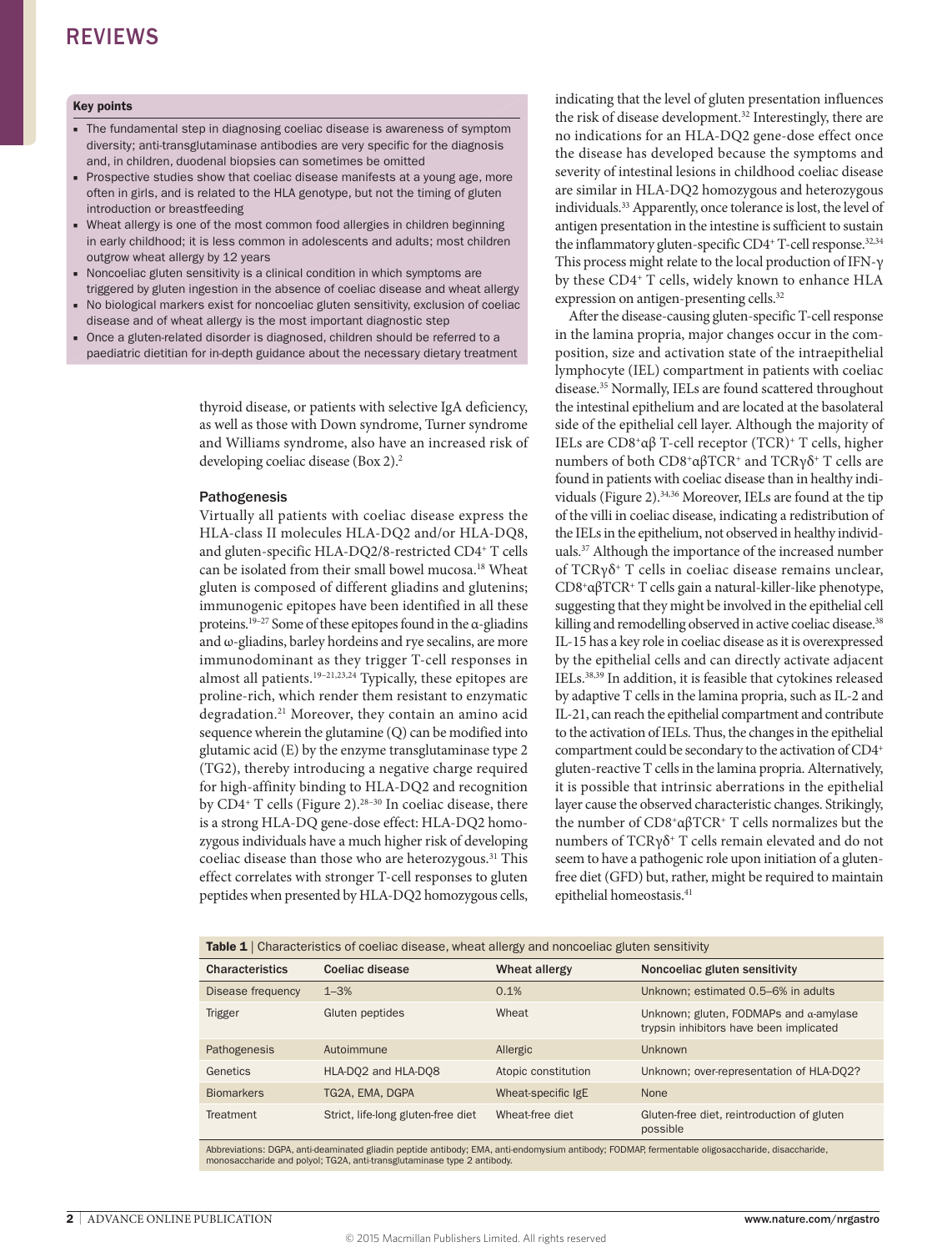### Key points

- The fundamental step in diagnosing coeliac disease is awareness of symptom diversity; anti-transglutaminase antibodies are very specific for the diagnosis and, in children, duodenal biopsies can sometimes be omitted
- Prospective studies show that coeliac disease manifests at a young age, more often in girls, and is related to the HLA genotype, but not the timing of gluten introduction or breastfeeding
- Wheat allergy is one of the most common food allergies in children beginning in early childhood; it is less common in adolescents and adults; most children outgrow wheat allergy by 12 years
- Noncoeliac gluten sensitivity is a clinical condition in which symptoms are triggered by gluten ingestion in the absence of coeliac disease and wheat allergy
- No biological markers exist for noncoeliac gluten sensitivity, exclusion of coeliac disease and of wheat allergy is the most important diagnostic step
- Once a gluten-related disorder is diagnosed, children should be referred to a paediatric dietitian for in-depth guidance about the necessary dietary treatment

thyroid disease, or patients with selective IgA deficiency, as well as those with Down syndrome, Turner syndrome and Williams syndrome, also have an increased risk of developing coeliac disease (Box 2).[2]

## Pathogenesis

Virtually all patients with coeliac disease express the HLA-class II molecules HLA-DQ2 and/or HLA-DQ8, and gluten-specific HLA-DQ2/8-restricted CD4$^+$ T cells can be isolated from their small bowel mucosa.[18] Wheat gluten is composed of different gliadins and glutenins; immunogenic epitopes have been identified in all these proteins.[19–27] Some of these epitopes found in the α-gliadins and ω-gliadins, barley hordeins and rye secalins, are more immunodominant as they trigger T-cell responses in almost all patients.[19–21,23,24] Typically, these epitopes are proline-rich, which render them resistant to enzymatic degradation.[21] Moreover, they contain an amino acid sequence wherein the glutamine (Q) can be modified into glutamic acid (E) by the enzyme transglutaminase type 2 (TG2), thereby introducing a negative charge required for high-affinity binding to HLA-DQ2 and recognition by CD4$^+$ T cells (Figure 2).[28–30] In coeliac disease, there is a strong HLA-DQ gene-dose effect: HLA-DQ2 homozygous individuals have a much higher risk of developing coeliac disease than those who are heterozygous.[31] This effect correlates with stronger T-cell responses to gluten peptides when presented by HLA-DQ2 homozygous cells, indicating that the level of gluten presentation influences the risk of disease development.[32] Interestingly, there are no indications for an HLA-DQ2 gene-dose effect once the disease has developed because the symptoms and severity of intestinal lesions in childhood coeliac disease are similar in HLA-DQ2 homozygous and heterozygous individuals.[33] Apparently, once tolerance is lost, the level of antigen presentation in the intestine is sufficient to sustain the inflammatory gluten-specific CD4$^+$ T-cell response.[32,34] This process might relate to the local production of IFN-γ by these CD4$^+$ T cells, widely known to enhance HLA expression on antigen-presenting cells.[32]

After the disease-causing gluten-specific T-cell response in the lamina propria, major changes occur in the composition, size and activation state of the intraepithelial lymphocyte (IEL) compartment in patients with coeliac disease.[35] Normally, IELs are found scattered throughout the intestinal epithelium and are located at the basolateral side of the epithelial cell layer. Although the majority of IELs are CD8$^+$αβ T-cell receptor (TCR)$^+$ T cells, higher numbers of both CD8$^+$αβTCR$^+$ and TCRγδ$^+$ T cells are found in patients with coeliac disease than in healthy individuals (Figure 2).[34,36] Moreover, IELs are found at the tip of the villi in coeliac disease, indicating a redistribution of the IELs in the epithelium, not observed in healthy individuals.[37] Although the importance of the increased number of TCRγδ$^+$ T cells in coeliac disease remains unclear, CD8$^+$αβTCR$^+$ T cells gain a natural-killer-like phenotype, suggesting that they might be involved in the epithelial cell killing and remodelling observed in active coeliac disease.[38] IL-15 has a key role in coeliac disease as it is overexpressed by the epithelial cells and can directly activate adjacent IELs.[38,39] In addition, it is feasible that cytokines released by adaptive T cells in the lamina propria, such as IL-2 and IL-21, can reach the epithelial compartment and contribute to the activation of IELs. Thus, the changes in the epithelial compartment could be secondary to the activation of CD4$^+$ gluten-reactive T cells in the lamina propria. Alternatively, it is possible that intrinsic aberrations in the epithelial layer cause the observed characteristic changes. Strikingly, the number of CD8$^+$αβTCR$^+$ T cells normalizes but the numbers of TCRγδ$^+$ T cells remain elevated and do not seem to have a pathogenic role upon initiation of a gluten-free diet (GFD) but, rather, might be required to maintain epithelial homeostasis.[41]

**Table 1** | Characteristics of coeliac disease, wheat allergy and noncoeliac gluten sensitivity

| Characteristics | Coeliac disease | Wheat allergy | Noncoeliac gluten sensitivity |
|---|---|---|---|
| Disease frequency | 1–3% | 0.1% | Unknown; estimated 0.5–6% in adults |
| Trigger | Gluten peptides | Wheat | Unknown; gluten, FODMAPs and α-amylase trypsin inhibitors have been implicated |
| Pathogenesis | Autoimmune | Allergic | Unknown |
| Genetics | HLA-DQ2 and HLA-DQ8 | Atopic constitution | Unknown; over-representation of HLA-DQ2? |
| Biomarkers | TG2A, EMA, DGPA | Wheat-specific IgE | None |
| Treatment | Strict, life-long gluten-free diet | Wheat-free diet | Gluten-free diet, reintroduction of gluten possible |

Abbreviations: DGPA, anti-deaminated gliadin peptide antibody; EMA, anti-endomysium antibody; FODMAP, fermentable oligosaccharide, disaccharide, monosaccharide and polyol; TG2A, anti-transglutaminase type 2 antibody.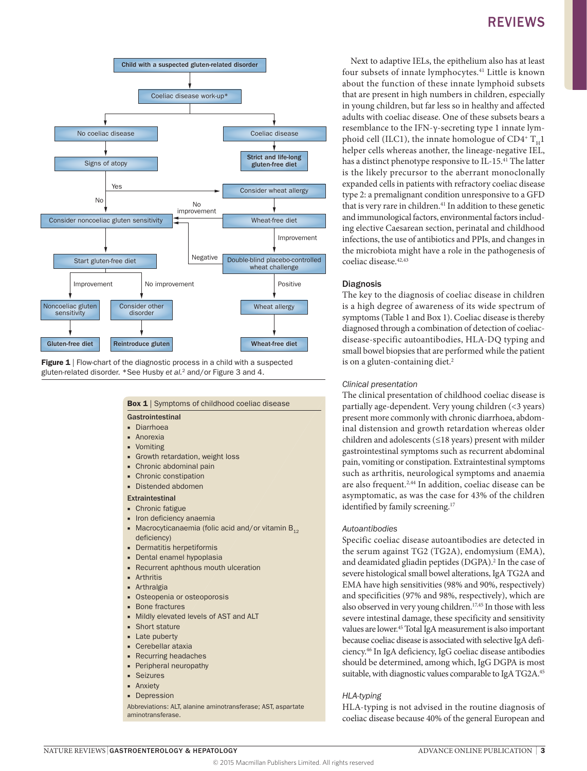**Figure 1** | Flow-chart of the diagnostic process in a child with a suspected gluten-related disorder. *See Husby *et al.*[2] and/or Figure 3 and 4.

**Box 1** | Symptoms of childhood coeliac disease

**Gastrointestinal**
- Diarrhoea
- Anorexia
- Vomiting
- Growth retardation, weight loss
- Chronic abdominal pain
- Chronic constipation
- Distended abdomen

**Extraintestinal**
- Chronic fatigue
- Iron deficiency anaemia
- Macrocyticanaemia (folic acid and/or vitamin $B_{12}$ deficiency)
- Dermatitis herpetiformis
- Dental enamel hypoplasia
- Recurrent aphthous mouth ulceration
- Arthritis
- Arthralgia
- Osteopenia or osteoporosis
- Bone fractures
- Mildly elevated levels of AST and ALT
- Short stature
- Late puberty
- Cerebellar ataxia
- Recurring headaches
- Peripheral neuropathy
- Seizures
- Anxiety
- Depression

Abbreviations: ALT, alanine aminotransferase; AST, aspartate aminotransferase.

Next to adaptive IELs, the epithelium also has at least four subsets of innate lymphocytes.[41] Little is known about the function of these innate lymphoid subsets that are present in high numbers in children, especially in young children, but far less so in healthy and affected adults with coeliac disease. One of these subsets bears a resemblance to the IFN-γ-secreting type 1 innate lymphoid cell (ILC1), the innate homologue of $CD4^+$ $T_H1$ helper cells whereas another, the lineage-negative IEL, has a distinct phenotype responsive to IL-15.[41] The latter is the likely precursor to the aberrant monoclonally expanded cells in patients with refractory coeliac disease type 2: a premalignant condition unresponsive to a GFD that is very rare in children.[41] In addition to these genetic and immunological factors, environmental factors including elective Caesarean section, perinatal and childhood infections, the use of antibiotics and PPIs, and changes in the microbiota might have a role in the pathogenesis of coeliac disease.[42,43]

## Diagnosis

The key to the diagnosis of coeliac disease in children is a high degree of awareness of its wide spectrum of symptoms (Table 1 and Box 1). Coeliac disease is thereby diagnosed through a combination of detection of coeliac-disease-specific autoantibodies, HLA-DQ typing and small bowel biopsies that are performed while the patient is on a gluten-containing diet.[2]

### *Clinical presentation*

The clinical presentation of childhood coeliac disease is partially age-dependent. Very young children (<3 years) present more commonly with chronic diarrhoea, abdominal distension and growth retardation whereas older children and adolescents (≤18 years) present with milder gastrointestinal symptoms such as recurrent abdominal pain, vomiting or constipation. Extraintestinal symptoms such as arthritis, neurological symptoms and anaemia are also frequent.[2,44] In addition, coeliac disease can be asymptomatic, as was the case for 43% of the children identified by family screening.[17]

### *Autoantibodies*

Specific coeliac disease autoantibodies are detected in the serum against TG2 (TG2A), endomysium (EMA), and deamidated gliadin peptides (DGPA).[2] In the case of severe histological small bowel alterations, IgA TG2A and EMA have high sensitivities (98% and 90%, respectively) and specificities (97% and 98%, respectively), which are also observed in very young children.[17,45] In those with less severe intestinal damage, these specificity and sensitivity values are lower.[45] Total IgA measurement is also important because coeliac disease is associated with selective IgA deficiency.[46] In IgA deficiency, IgG coeliac disease antibodies should be determined, among which, IgG DGPA is most suitable, with diagnostic values comparable to IgA TG2A.[45]

### *HLA-typing*

HLA-typing is not advised in the routine diagnosis of coeliac disease because 40% of the general European and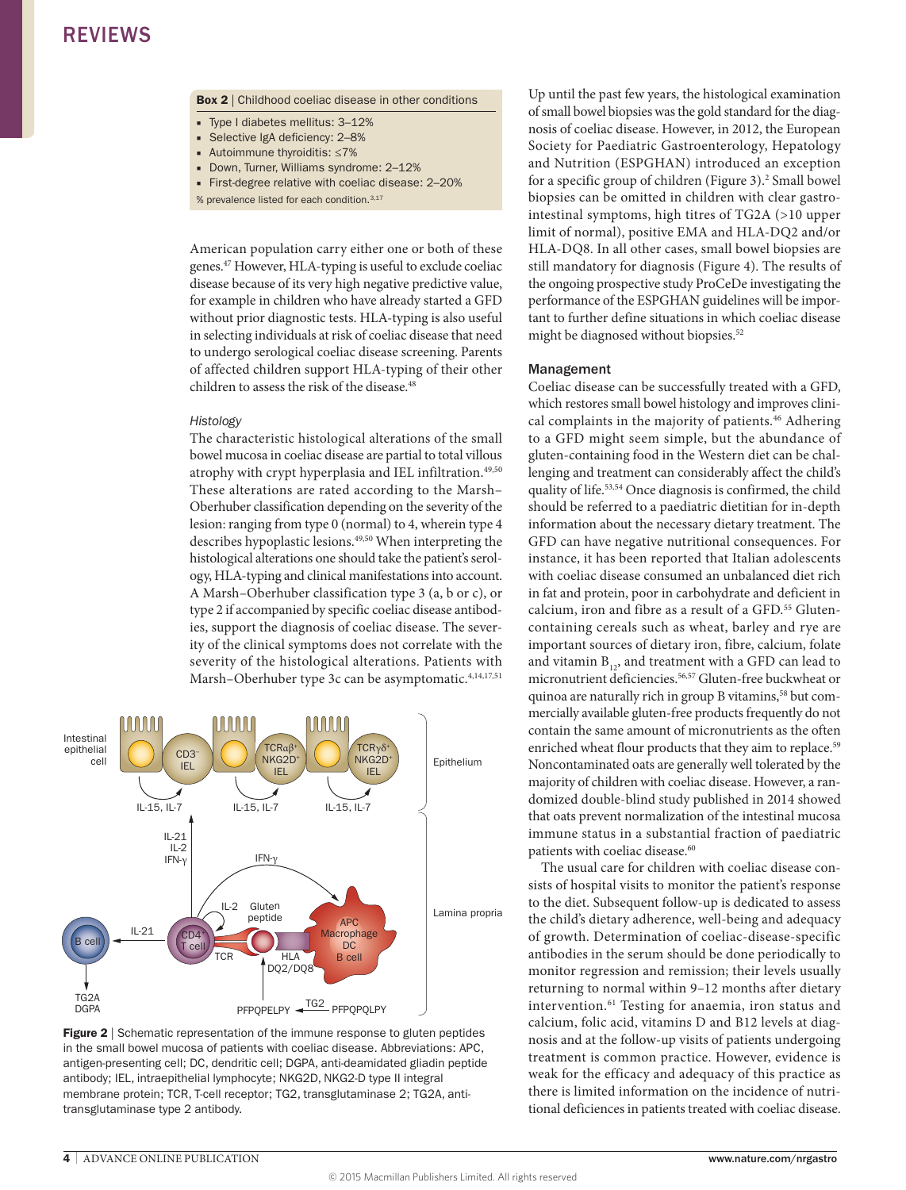**Box 2** | Childhood coeliac disease in other conditions

- Type I diabetes mellitus: 3–12%
- Selective IgA deficiency: 2–8%
- Autoimmune thyroiditis: ≤7%
- Down, Turner, Williams syndrome: 2–12%
- First-degree relative with coeliac disease: 2–20%

% prevalence listed for each condition.[3,17]

American population carry either one or both of these genes.[47] However, HLA-typing is useful to exclude coeliac disease because of its very high negative predictive value, for example in children who have already started a GFD without prior diagnostic tests. HLA-typing is also useful in selecting individuals at risk of coeliac disease that need to undergo serological coeliac disease screening. Parents of affected children support HLA-typing of their other children to assess the risk of the disease.[48]

*Histology*

The characteristic histological alterations of the small bowel mucosa in coeliac disease are partial to total villous atrophy with crypt hyperplasia and IEL infiltration.[49,50] These alterations are rated according to the Marsh–Oberhuber classification depending on the severity of the lesion: ranging from type 0 (normal) to 4, wherein type 4 describes hypoplastic lesions.[49,50] When interpreting the histological alterations one should take the patient's serology, HLA-typing and clinical manifestations into account. A Marsh–Oberhuber classification type 3 (a, b or c), or type 2 if accompanied by specific coeliac disease antibodies, support the diagnosis of coeliac disease. The severity of the clinical symptoms does not correlate with the severity of the histological alterations. Patients with Marsh–Oberhuber type 3c can be asymptomatic.[4,14,17,51]

**Figure 2** | Schematic representation of the immune response to gluten peptides in the small bowel mucosa of patients with coeliac disease. Abbreviations: APC, antigen-presenting cell; DC, dendritic cell; DGPA, anti-deamidated gliadin peptide antibody; IEL, intraepithelial lymphocyte; NKG2D, NKG2-D type II integral membrane protein; TCR, T-cell receptor; TG2, transglutaminase 2; TG2A, anti-transglutaminase type 2 antibody.

Up until the past few years, the histological examination of small bowel biopsies was the gold standard for the diagnosis of coeliac disease. However, in 2012, the European Society for Paediatric Gastroenterology, Hepatology and Nutrition (ESPGHAN) introduced an exception for a specific group of children (Figure 3).[2] Small bowel biopsies can be omitted in children with clear gastrointestinal symptoms, high titres of TG2A (>10 upper limit of normal), positive EMA and HLA-DQ2 and/or HLA-DQ8. In all other cases, small bowel biopsies are still mandatory for diagnosis (Figure 4). The results of the ongoing prospective study ProCeDe investigating the performance of the ESPGHAN guidelines will be important to further define situations in which coeliac disease might be diagnosed without biopsies.[52]

### Management

Coeliac disease can be successfully treated with a GFD, which restores small bowel histology and improves clinical complaints in the majority of patients.[46] Adhering to a GFD might seem simple, but the abundance of gluten-containing food in the Western diet can be challenging and treatment can considerably affect the child's quality of life.[53,54] Once diagnosis is confirmed, the child should be referred to a paediatric dietitian for in-depth information about the necessary dietary treatment. The GFD can have negative nutritional consequences. For instance, it has been reported that Italian adolescents with coeliac disease consumed an unbalanced diet rich in fat and protein, poor in carbohydrate and deficient in calcium, iron and fibre as a result of a GFD.[55] Gluten-containing cereals such as wheat, barley and rye are important sources of dietary iron, fibre, calcium, folate and vitamin $B_{12}$, and treatment with a GFD can lead to micronutrient deficiencies.[56,57] Gluten-free buckwheat or quinoa are naturally rich in group B vitamins,[58] but commercially available gluten-free products frequently do not contain the same amount of micronutrients as the often enriched wheat flour products that they aim to replace.[59] Noncontaminated oats are generally well tolerated by the majority of children with coeliac disease. However, a randomized double-blind study published in 2014 showed that oats prevent normalization of the intestinal mucosa immune status in a substantial fraction of paediatric patients with coeliac disease.[60]

The usual care for children with coeliac disease consists of hospital visits to monitor the patient's response to the diet. Subsequent follow-up is dedicated to assess the child's dietary adherence, well-being and adequacy of growth. Determination of coeliac-disease-specific antibodies in the serum should be done periodically to monitor regression and remission; their levels usually returning to normal within 9–12 months after dietary intervention.[61] Testing for anaemia, iron status and calcium, folic acid, vitamins D and B12 levels at diagnosis and at the follow-up visits of patients undergoing treatment is common practice. However, evidence is weak for the efficacy and adequacy of this practice as there is limited information on the incidence of nutritional deficiencies in patients treated with coeliac disease.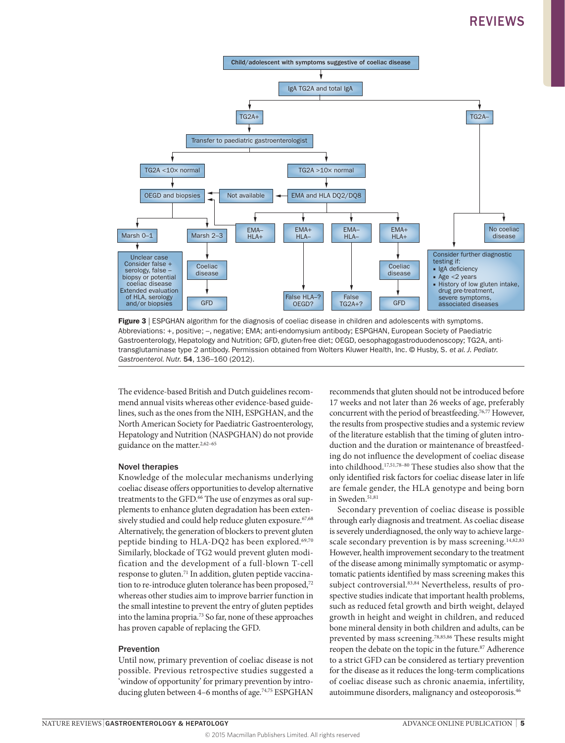Child/adolescent with symptoms suggestive of coeliac disease

IgA TG2A and total IgA

TG2A+

TG2A–

Transfer to paediatric gastroenterologist

TG2A <10× normal

TG2A >10× normal

OEGD and biopsies

Not available

EMA and HLA DQ2/DQ8

Marsh 0–1

Marsh 2–3

EMA– HLA+

EMA+ HLA–

EMA– HLA–

EMA+ HLA+

No coeliac disease

Unclear case Consider false + serology, false – biopsy or potential coeliac disease Extended evaluation of HLA, serology and/or biopsies

Coeliac disease

GFD

False HLA–? OEGD?

False TG2A+?

Coeliac disease

GFD

Consider further diagnostic testing if:
- IgA deficiency
- Age <2 years
- History of low gluten intake, drug pre-treatment, severe symptoms, associated diseases

**Figure 3** | ESPGHAN algorithm for the diagnosis of coeliac disease in children and adolescents with symptoms. Abbreviations: +, positive; –, negative; EMA; anti-endomysium antibody; ESPGHAN, European Society of Paediatric Gastroenterology, Hepatology and Nutrition; GFD, gluten-free diet; OEGD, oesophagogastroduodenoscopy; TG2A, anti-transglutaminase type 2 antibody. Permission obtained from Wolters Kluwer Health, Inc. © Husby, S. *et al. J. Pediatr. Gastroenterol. Nutr.* **54**, 136–160 (2012).

The evidence-based British and Dutch guidelines recommend annual visits whereas other evidence-based guidelines, such as the ones from the NIH, ESPGHAN, and the North American Society for Paediatric Gastroenterology, Hepatology and Nutrition (NASPGHAN) do not provide guidance on the matter.[2,62–65]

### Novel therapies

Knowledge of the molecular mechanisms underlying coeliac disease offers opportunities to develop alternative treatments to the GFD.[66] The use of enzymes as oral supplements to enhance gluten degradation has been extensively studied and could help reduce gluten exposure.[67,68] Alternatively, the generation of blockers to prevent gluten peptide binding to HLA-DQ2 has been explored.[69,70] Similarly, blockade of TG2 would prevent gluten modification and the development of a full-blown T-cell response to gluten.[71] In addition, gluten peptide vaccination to re-introduce gluten tolerance has been proposed,[72] whereas other studies aim to improve barrier function in the small intestine to prevent the entry of gluten peptides into the lamina propria.[73] So far, none of these approaches has proven capable of replacing the GFD.

### Prevention

Until now, primary prevention of coeliac disease is not possible. Previous retrospective studies suggested a 'window of opportunity' for primary prevention by introducing gluten between 4–6 months of age.[74,75] ESPGHAN recommends that gluten should not be introduced before 17 weeks and not later than 26 weeks of age, preferably concurrent with the period of breastfeeding.[76,77] However, the results from prospective studies and a systemic review of the literature establish that the timing of gluten introduction and the duration or maintenance of breastfeeding do not influence the development of coeliac disease into childhood.[17,51,78–80] These studies also show that the only identified risk factors for coeliac disease later in life are female gender, the HLA genotype and being born in Sweden.[51,81]

Secondary prevention of coeliac disease is possible through early diagnosis and treatment. As coeliac disease is severely underdiagnosed, the only way to achieve large-scale secondary prevention is by mass screening.[14,82,83] However, health improvement secondary to the treatment of the disease among minimally symptomatic or asymptomatic patients identified by mass screening makes this subject controversial.[83,84] Nevertheless, results of prospective studies indicate that important health problems, such as reduced fetal growth and birth weight, delayed growth in height and weight in children, and reduced bone mineral density in both children and adults, can be prevented by mass screening.[78,85,86] These results might reopen the debate on the topic in the future.[87] Adherence to a strict GFD can be considered as tertiary prevention for the disease as it reduces the long-term complications of coeliac disease such as chronic anaemia, infertility, autoimmune disorders, malignancy and osteoporosis.[46]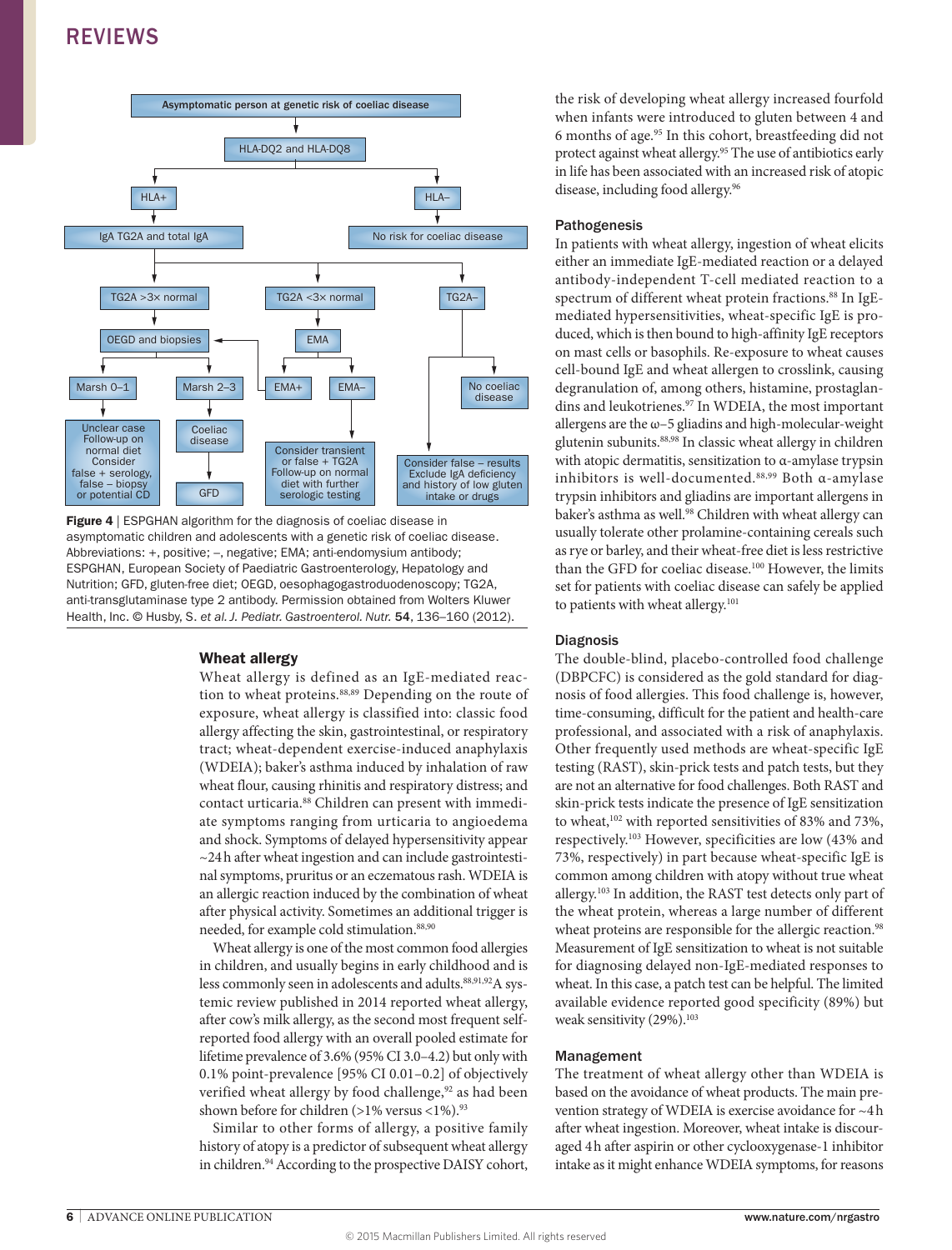Asymptomatic person at genetic risk of coeliac disease → HLA-DQ2 and HLA-DQ8

- HLA+ → IgA TG2A and total IgA
  - TG2A >3× normal → OEGD and biopsies
    - Marsh 0–1 → Unclear case. Follow-up on normal diet. Consider false + serology, false – biopsy or potential CD
    - Marsh 2–3 → Coeliac disease → GFD
  - TG2A <3× normal → EMA
    - EMA+ → OEGD and biopsies
    - EMA– → Consider transient or false + TG2A. Follow-up on normal diet with further serologic testing
  - TG2A– → No coeliac disease; Consider false – results. Exclude IgA deficiency and history of low gluten intake or drugs
- HLA– → No risk for coeliac disease

**Figure 4** | ESPGHAN algorithm for the diagnosis of coeliac disease in asymptomatic children and adolescents with a genetic risk of coeliac disease. Abbreviations: +, positive; –, negative; EMA; anti-endomysium antibody; ESPGHAN, European Society of Paediatric Gastroenterology, Hepatology and Nutrition; GFD, gluten-free diet; OEGD, oesophagogastroduodenoscopy; TG2A, anti-transglutaminase type 2 antibody. Permission obtained from Wolters Kluwer Health, Inc. © Husby, S. *et al. J. Pediatr. Gastroenterol. Nutr.* **54**, 136–160 (2012).

## Wheat allergy

Wheat allergy is defined as an IgE-mediated reaction to wheat proteins.[88,89] Depending on the route of exposure, wheat allergy is classified into: classic food allergy affecting the skin, gastrointestinal, or respiratory tract; wheat-dependent exercise-induced anaphylaxis (WDEIA); baker's asthma induced by inhalation of raw wheat flour, causing rhinitis and respiratory distress; and contact urticaria.[88] Children can present with immediate symptoms ranging from urticaria to angioedema and shock. Symptoms of delayed hypersensitivity appear ~24 h after wheat ingestion and can include gastrointestinal symptoms, pruritus or an eczematous rash. WDEIA is an allergic reaction induced by the combination of wheat after physical activity. Sometimes an additional trigger is needed, for example cold stimulation.[88,90]

Wheat allergy is one of the most common food allergies in children, and usually begins in early childhood and is less commonly seen in adolescents and adults.[88,91,92] A systemic review published in 2014 reported wheat allergy, after cow's milk allergy, as the second most frequent self-reported food allergy with an overall pooled estimate for lifetime prevalence of 3.6% (95% CI 3.0–4.2) but only with 0.1% point-prevalence [95% CI 0.01–0.2] of objectively verified wheat allergy by food challenge,[92] as had been shown before for children (>1% versus <1%).[93]

Similar to other forms of allergy, a positive family history of atopy is a predictor of subsequent wheat allergy in children.[94] According to the prospective DAISY cohort, the risk of developing wheat allergy increased fourfold when infants were introduced to gluten between 4 and 6 months of age.[95] In this cohort, breastfeeding did not protect against wheat allergy.[95] The use of antibiotics early in life has been associated with an increased risk of atopic disease, including food allergy.[96]

### Pathogenesis

In patients with wheat allergy, ingestion of wheat elicits either an immediate IgE-mediated reaction or a delayed antibody-independent T-cell mediated reaction to a spectrum of different wheat protein fractions.[88] In IgE-mediated hypersensitivities, wheat-specific IgE is produced, which is then bound to high-affinity IgE receptors on mast cells or basophils. Re-exposure to wheat causes cell-bound IgE and wheat allergen to crosslink, causing degranulation of, among others, histamine, prostaglandins and leukotrienes.[97] In WDEIA, the most important allergens are the ω–5 gliadins and high-molecular-weight glutenin subunits.[88,98] In classic wheat allergy in children with atopic dermatitis, sensitization to α-amylase trypsin inhibitors is well-documented.[88,99] Both α-amylase trypsin inhibitors and gliadins are important allergens in baker's asthma as well.[98] Children with wheat allergy can usually tolerate other prolamine-containing cereals such as rye or barley, and their wheat-free diet is less restrictive than the GFD for coeliac disease.[100] However, the limits set for patients with coeliac disease can safely be applied to patients with wheat allergy.[101]

### Diagnosis

The double-blind, placebo-controlled food challenge (DBPCFC) is considered as the gold standard for diagnosis of food allergies. This food challenge is, however, time-consuming, difficult for the patient and health-care professional, and associated with a risk of anaphylaxis. Other frequently used methods are wheat-specific IgE testing (RAST), skin-prick tests and patch tests, but they are not an alternative for food challenges. Both RAST and skin-prick tests indicate the presence of IgE sensitization to wheat,[102] with reported sensitivities of 83% and 73%, respectively.[103] However, specificities are low (43% and 73%, respectively) in part because wheat-specific IgE is common among children with atopy without true wheat allergy.[103] In addition, the RAST test detects only part of the wheat protein, whereas a large number of different wheat proteins are responsible for the allergic reaction.[98] Measurement of IgE sensitization to wheat is not suitable for diagnosing delayed non-IgE-mediated responses to wheat. In this case, a patch test can be helpful. The limited available evidence reported good specificity (89%) but weak sensitivity (29%).[103]

### Management

The treatment of wheat allergy other than WDEIA is based on the avoidance of wheat products. The main prevention strategy of WDEIA is exercise avoidance for ~4 h after wheat ingestion. Moreover, wheat intake is discouraged 4 h after aspirin or other cyclooxygenase-1 inhibitor intake as it might enhance WDEIA symptoms, for reasons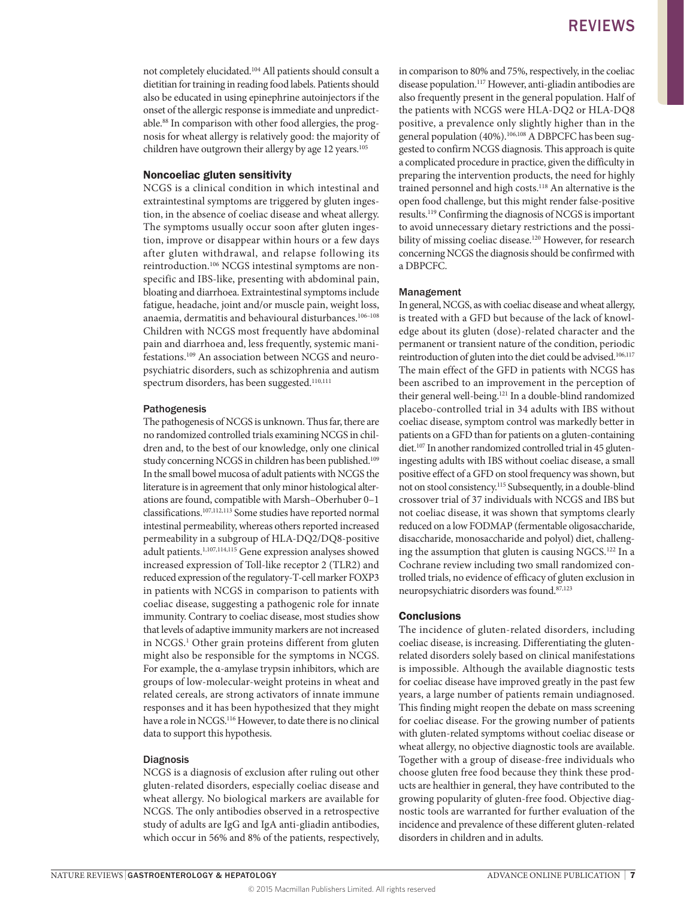not completely elucidated.[104] All patients should consult a dietitian for training in reading food labels. Patients should also be educated in using epinephrine autoinjectors if the onset of the allergic response is immediate and unpredictable.[88] In comparison with other food allergies, the prognosis for wheat allergy is relatively good: the majority of children have outgrown their allergy by age 12 years.[105]

## Noncoeliac gluten sensitivity

NCGS is a clinical condition in which intestinal and extraintestinal symptoms are triggered by gluten ingestion, in the absence of coeliac disease and wheat allergy. The symptoms usually occur soon after gluten ingestion, improve or disappear within hours or a few days after gluten withdrawal, and relapse following its reintroduction.[106] NCGS intestinal symptoms are nonspecific and IBS-like, presenting with abdominal pain, bloating and diarrhoea. Extraintestinal symptoms include fatigue, headache, joint and/or muscle pain, weight loss, anaemia, dermatitis and behavioural disturbances.[106–108] Children with NCGS most frequently have abdominal pain and diarrhoea and, less frequently, systemic manifestations.[109] An association between NCGS and neuropsychiatric disorders, such as schizophrenia and autism spectrum disorders, has been suggested.[110,111]

### Pathogenesis

The pathogenesis of NCGS is unknown. Thus far, there are no randomized controlled trials examining NCGS in children and, to the best of our knowledge, only one clinical study concerning NCGS in children has been published.[109] In the small bowel mucosa of adult patients with NCGS the literature is in agreement that only minor histological alterations are found, compatible with Marsh–Oberhuber 0–1 classifications.[107,112,113] Some studies have reported normal intestinal permeability, whereas others reported increased permeability in a subgroup of HLA-DQ2/DQ8-positive adult patients.[1,107,114,115] Gene expression analyses showed increased expression of Toll-like receptor 2 (TLR2) and reduced expression of the regulatory-T-cell marker FOXP3 in patients with NCGS in comparison to patients with coeliac disease, suggesting a pathogenic role for innate immunity. Contrary to coeliac disease, most studies show that levels of adaptive immunity markers are not increased in NCGS.[1] Other grain proteins different from gluten might also be responsible for the symptoms in NCGS. For example, the α-amylase trypsin inhibitors, which are groups of low-molecular-weight proteins in wheat and related cereals, are strong activators of innate immune responses and it has been hypothesized that they might have a role in NCGS.[116] However, to date there is no clinical data to support this hypothesis.

### Diagnosis

NCGS is a diagnosis of exclusion after ruling out other gluten-related disorders, especially coeliac disease and wheat allergy. No biological markers are available for NCGS. The only antibodies observed in a retrospective study of adults are IgG and IgA anti-gliadin antibodies, which occur in 56% and 8% of the patients, respectively, in comparison to 80% and 75%, respectively, in the coeliac disease population.[117] However, anti-gliadin antibodies are also frequently present in the general population. Half of the patients with NCGS were HLA-DQ2 or HLA-DQ8 positive, a prevalence only slightly higher than in the general population (40%).[106,108] A DBPCFC has been suggested to confirm NCGS diagnosis. This approach is quite a complicated procedure in practice, given the difficulty in preparing the intervention products, the need for highly trained personnel and high costs.[118] An alternative is the open food challenge, but this might render false-positive results.[119] Confirming the diagnosis of NCGS is important to avoid unnecessary dietary restrictions and the possibility of missing coeliac disease.[120] However, for research concerning NCGS the diagnosis should be confirmed with a DBPCFC.

### Management

In general, NCGS, as with coeliac disease and wheat allergy, is treated with a GFD but because of the lack of knowledge about its gluten (dose)-related character and the permanent or transient nature of the condition, periodic reintroduction of gluten into the diet could be advised.[106,117] The main effect of the GFD in patients with NCGS has been ascribed to an improvement in the perception of their general well-being.[121] In a double-blind randomized placebo-controlled trial in 34 adults with IBS without coeliac disease, symptom control was markedly better in patients on a GFD than for patients on a gluten-containing diet.[107] In another randomized controlled trial in 45 gluten-ingesting adults with IBS without coeliac disease, a small positive effect of a GFD on stool frequency was shown, but not on stool consistency.[115] Subsequently, in a double-blind crossover trial of 37 individuals with NCGS and IBS but not coeliac disease, it was shown that symptoms clearly reduced on a low FODMAP (fermentable oligosaccharide, disaccharide, monosaccharide and polyol) diet, challenging the assumption that gluten is causing NGCS.[122] In a Cochrane review including two small randomized controlled trials, no evidence of efficacy of gluten exclusion in neuropsychiatric disorders was found.[87,123]

## Conclusions

The incidence of gluten-related disorders, including coeliac disease, is increasing. Differentiating the gluten-related disorders solely based on clinical manifestations is impossible. Although the available diagnostic tests for coeliac disease have improved greatly in the past few years, a large number of patients remain undiagnosed. This finding might reopen the debate on mass screening for coeliac disease. For the growing number of patients with gluten-related symptoms without coeliac disease or wheat allergy, no objective diagnostic tools are available. Together with a group of disease-free individuals who choose gluten free food because they think these products are healthier in general, they have contributed to the growing popularity of gluten-free food. Objective diagnostic tools are warranted for further evaluation of the incidence and prevalence of these different gluten-related disorders in children and in adults.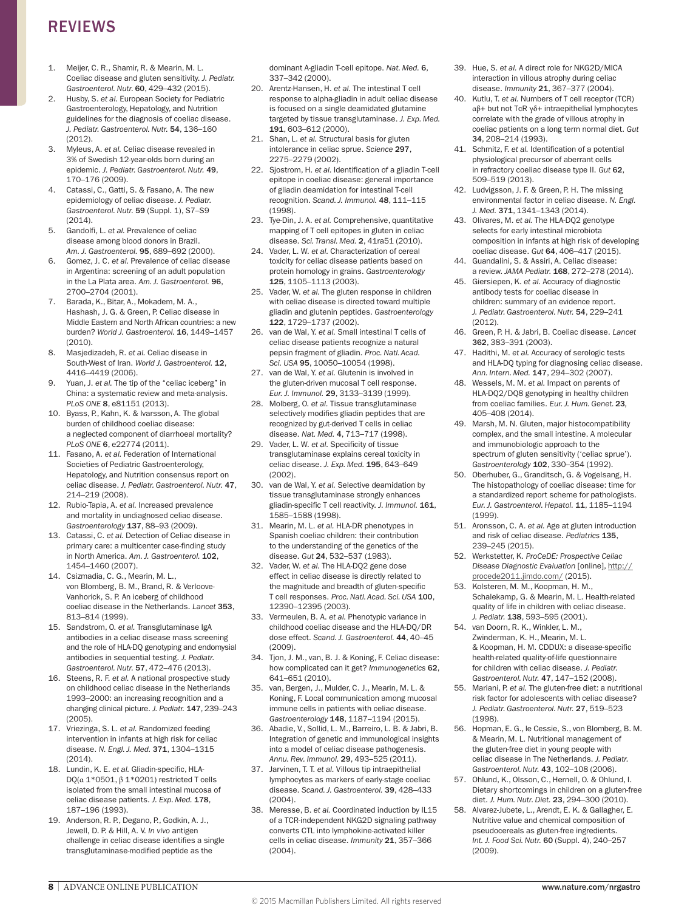1. Meijer, C. R., Shamir, R. & Mearin, M. L. Coeliac disease and gluten sensitivity. *J. Pediatr. Gastroenterol. Nutr.* **60**, 429–432 (2015).
2. Husby, S. *et al.* European Society for Pediatric Gastroenterology, Hepatology, and Nutrition guidelines for the diagnosis of coeliac disease. *J. Pediatr. Gastroenterol. Nutr.* **54**, 136–160 (2012).
3. Myleus, A. *et al.* Celiac disease revealed in 3% of Swedish 12-year-olds born during an epidemic. *J. Pediatr. Gastroenterol. Nutr.* **49**, 170–176 (2009).
4. Catassi, C., Gatti, S. & Fasano, A. The new epidemiology of celiac disease. *J. Pediatr. Gastroenterol. Nutr.* **59** (Suppl. 1), S7–S9 (2014).
5. Gandolfi, L. *et al.* Prevalence of celiac disease among blood donors in Brazil. *Am. J. Gastroenterol.* **95**, 689–692 (2000).
6. Gomez, J. C. *et al.* Prevalence of celiac disease in Argentina: screening of an adult population in the La Plata area. *Am. J. Gastroenterol.* **96**, 2700–2704 (2001).
7. Barada, K., Bitar, A., Mokadem, M. A., Hashash, J. G. & Green, P. Celiac disease in Middle Eastern and North African countries: a new burden? *World J. Gastroenterol.* **16**, 1449–1457 (2010).
8. Masjedizadeh, R. *et al.* Celiac disease in South-West of Iran. *World J. Gastroenterol.* **12**, 4416–4419 (2006).
9. Yuan, J. *et al.* The tip of the "celiac iceberg" in China: a systematic review and meta-analysis. *PLoS ONE* **8**, e81151 (2013).
10. Byass, P., Kahn, K. & Ivarsson, A. The global burden of childhood coeliac disease: a neglected component of diarrhoeal mortality? *PLoS ONE* **6**, e22774 (2011).
11. Fasano, A. *et al.* Federation of International Societies of Pediatric Gastroenterology, Hepatology, and Nutrition consensus report on celiac disease. *J. Pediatr. Gastroenterol. Nutr.* **47**, 214–219 (2008).
12. Rubio-Tapia, A. *et al.* Increased prevalence and mortality in undiagnosed celiac disease. *Gastroenterology* **137**, 88–93 (2009).
13. Catassi, C. *et al.* Detection of Celiac disease in primary care: a multicenter case-finding study in North America. *Am. J. Gastroenterol.* **102**, 1454–1460 (2007).
14. Csizmadia, C. G., Mearin, M. L., von Blomberg, B. M., Brand, R. & Verloove-Vanhorick, S. P. An iceberg of childhood coeliac disease in the Netherlands. *Lancet* **353**, 813–814 (1999).
15. Sandstrom, O. *et al.* Transglutaminase IgA antibodies in a celiac disease mass screening and the role of HLA-DQ genotyping and endomysial antibodies in sequential testing. *J. Pediatr. Gastroenterol. Nutr.* **57**, 472–476 (2013).
16. Steens, R. F. *et al.* A national prospective study on childhood celiac disease in the Netherlands 1993–2000: an increasing recognition and a changing clinical picture. *J. Pediatr.* **147**, 239–243 (2005).
17. Vriezinga, S. L. *et al.* Randomized feeding intervention in infants at high risk for celiac disease. *N. Engl. J. Med.* **371**, 1304–1315 (2014).
18. Lundin, K. E. *et al.* Gliadin-specific, HLA-DQ(α 1\*0501, β 1\*0201) restricted T cells isolated from the small intestinal mucosa of celiac disease patients. *J. Exp. Med.* **178**, 187–196 (1993).
19. Anderson, R. P., Degano, P., Godkin, A. J., Jewell, D. P. & Hill, A. V. *In vivo* antigen challenge in celiac disease identifies a single transglutaminase-modified peptide as the dominant A-gliadin T-cell epitope. *Nat. Med.* **6**, 337–342 (2000).
20. Arentz-Hansen, H. *et al.* The intestinal T cell response to alpha-gliadin in adult celiac disease is focused on a single deamidated glutamine targeted by tissue transglutaminase. *J. Exp. Med.* **191**, 603–612 (2000).
21. Shan, L. *et al.* Structural basis for gluten intolerance in celiac sprue. *Science* **297**, 2275–2279 (2002).
22. Sjostrom, H. *et al.* Identification of a gliadin T-cell epitope in coeliac disease: general importance of gliadin deamidation for intestinal T-cell recognition. *Scand. J. Immunol.* **48**, 111–115 (1998).
23. Tye-Din, J. A. *et al.* Comprehensive, quantitative mapping of T cell epitopes in gluten in celiac disease. *Sci. Transl. Med.* **2**, 41ra51 (2010).
24. Vader, L. W. *et al.* Characterization of cereal toxicity for celiac disease patients based on protein homology in grains. *Gastroenterology* **125**, 1105–1113 (2003).
25. Vader, W. *et al.* The gluten response in children with celiac disease is directed toward multiple gliadin and glutenin peptides. *Gastroenterology* **122**, 1729–1737 (2002).
26. van de Wal, Y. *et al.* Small intestinal T cells of celiac disease patients recognize a natural pepsin fragment of gliadin. *Proc. Natl. Acad. Sci. USA* **95**, 10050–10054 (1998).
27. van de Wal, Y. *et al.* Glutenin is involved in the gluten-driven mucosal T cell response. *Eur. J. Immunol.* **29**, 3133–3139 (1999).
28. Molberg, O. *et al.* Tissue transglutaminase selectively modifies gliadin peptides that are recognized by gut-derived T cells in celiac disease. *Nat. Med.* **4**, 713–717 (1998).
29. Vader, L. W. *et al.* Specificity of tissue transglutaminase explains cereal toxicity in celiac disease. *J. Exp. Med.* **195**, 643–649 (2002).
30. van de Wal, Y. *et al.* Selective deamidation by tissue transglutaminase strongly enhances gliadin-specific T cell reactivity. *J. Immunol.* **161**, 1585–1588 (1998).
31. Mearin, M. L. *et al.* HLA-DR phenotypes in Spanish coeliac children: their contribution to the understanding of the genetics of the disease. *Gut* **24**, 532–537 (1983).
32. Vader, W. *et al.* The HLA-DQ2 gene dose effect in celiac disease is directly related to the magnitude and breadth of gluten-specific T cell responses. *Proc. Natl. Acad. Sci. USA* **100**, 12390–12395 (2003).
33. Vermeulen, B. A. *et al.* Phenotypic variance in childhood coeliac disease and the HLA-DQ/DR dose effect. *Scand. J. Gastroenterol.* **44**, 40–45 (2009).
34. Tjon, J. M., van, B. J. & Koning, F. Celiac disease: how complicated can it get? *Immunogenetics* **62**, 641–651 (2010).
35. van, Bergen, J., Mulder, C. J., Mearin, M. L. & Koning, F. Local communication among mucosal immune cells in patients with celiac disease. *Gastroenterology* **148**, 1187–1194 (2015).
36. Abadie, V., Sollid, L. M., Barreiro, L. B. & Jabri, B. Integration of genetic and immunological insights into a model of celiac disease pathogenesis. *Annu. Rev. Immunol.* **29**, 493–525 (2011).
37. Jarvinen, T. T. *et al.* Villous tip intraepithelial lymphocytes as markers of early-stage coeliac disease. *Scand. J. Gastroenterol.* **39**, 428–433 (2004).
38. Meresse, B. *et al.* Coordinated induction by IL15 of a TCR-independent NKG2D signaling pathway converts CTL into lymphokine-activated killer cells in celiac disease. *Immunity* **21**, 357–366 (2004).
39. Hue, S. *et al.* A direct role for NKG2D/MICA interaction in villous atrophy during celiac disease. *Immunity* **21**, 367–377 (2004).
40. Kutlu, T. *et al.* Numbers of T cell receptor (TCR) αβ+ but not TcR γδ+ intraepithelial lymphocytes correlate with the grade of villous atrophy in coeliac patients on a long term normal diet. *Gut* **34**, 208–214 (1993).
41. Schmitz, F. *et al.* Identification of a potential physiological precursor of aberrant cells in refractory coeliac disease type II. *Gut* **62**, 509–519 (2013).
42. Ludvigsson, J. F. & Green, P. H. The missing environmental factor in celiac disease. *N. Engl. J. Med.* **371**, 1341–1343 (2014).
43. Olivares, M. *et al.* The HLA-DQ2 genotype selects for early intestinal microbiota composition in infants at high risk of developing coeliac disease. *Gut* **64**, 406–417 (2015).
44. Guandalini, S. & Assiri, A. Celiac disease: a review. *JAMA Pediatr.* **168**, 272–278 (2014).
45. Giersiepen, K. *et al.* Accuracy of diagnostic antibody tests for coeliac disease in children: summary of an evidence report. *J. Pediatr. Gastroenterol. Nutr.* **54**, 229–241 (2012).
46. Green, P. H. & Jabri, B. Coeliac disease. *Lancet* **362**, 383–391 (2003).
47. Hadithi, M. *et al.* Accuracy of serologic tests and HLA-DQ typing for diagnosing celiac disease. *Ann. Intern. Med.* **147**, 294–302 (2007).
48. Wessels, M. M. *et al.* Impact on parents of HLA-DQ2/DQ8 genotyping in healthy children from coeliac families. *Eur. J. Hum. Genet.* **23**, 405–408 (2014).
49. Marsh, M. N. Gluten, major histocompatibility complex, and the small intestine. A molecular and immunobiologic approach to the spectrum of gluten sensitivity ('celiac sprue'). *Gastroenterology* **102**, 330–354 (1992).
50. Oberhuber, G., Granditsch, G. & Vogelsang, H. The histopathology of coeliac disease: time for a standardized report scheme for pathologists. *Eur. J. Gastroenterol. Hepatol.* **11**, 1185–1194 (1999).
51. Aronsson, C. A. *et al.* Age at gluten introduction and risk of celiac disease. *Pediatrics* **135**, 239–245 (2015).
52. Werkstetter, K. *ProCeDE: Prospective Celiac Disease Diagnostic Evaluation* [online], http://procede2011.jimdo.com/ (2015).
53. Kolsteren, M. M., Koopman, H. M., Schalekamp, G. & Mearin, M. L. Health-related quality of life in children with celiac disease. *J. Pediatr.* **138**, 593–595 (2001).
54. van Doorn, R. K., Winkler, L. M., Zwinderman, K. H., Mearin, M. L. & Koopman, H. M. CDDUX: a disease-specific health-related quality-of-life questionnaire for children with celiac disease. *J. Pediatr. Gastroenterol. Nutr.* **47**, 147–152 (2008).
55. Mariani, P. *et al.* The gluten-free diet: a nutritional risk factor for adolescents with celiac disease? *J. Pediatr. Gastroenterol. Nutr.* **27**, 519–523 (1998).
56. Hopman, E. G., le Cessie, S., von Blomberg, B. M. & Mearin, M. L. Nutritional management of the gluten-free diet in young people with celiac disease in The Netherlands. *J. Pediatr. Gastroenterol. Nutr.* **43**, 102–108 (2006).
57. Ohlund, K., Olsson, C., Hernell, O. & Ohlund, I. Dietary shortcomings in children on a gluten-free diet. *J. Hum. Nutr. Diet.* **23**, 294–300 (2010).
58. Alvarez-Jubete, L., Arendt, E. K. & Gallagher, E. Nutritive value and chemical composition of pseudocereals as gluten-free ingredients. *Int. J. Food Sci. Nutr.* **60** (Suppl. 4), 240–257 (2009).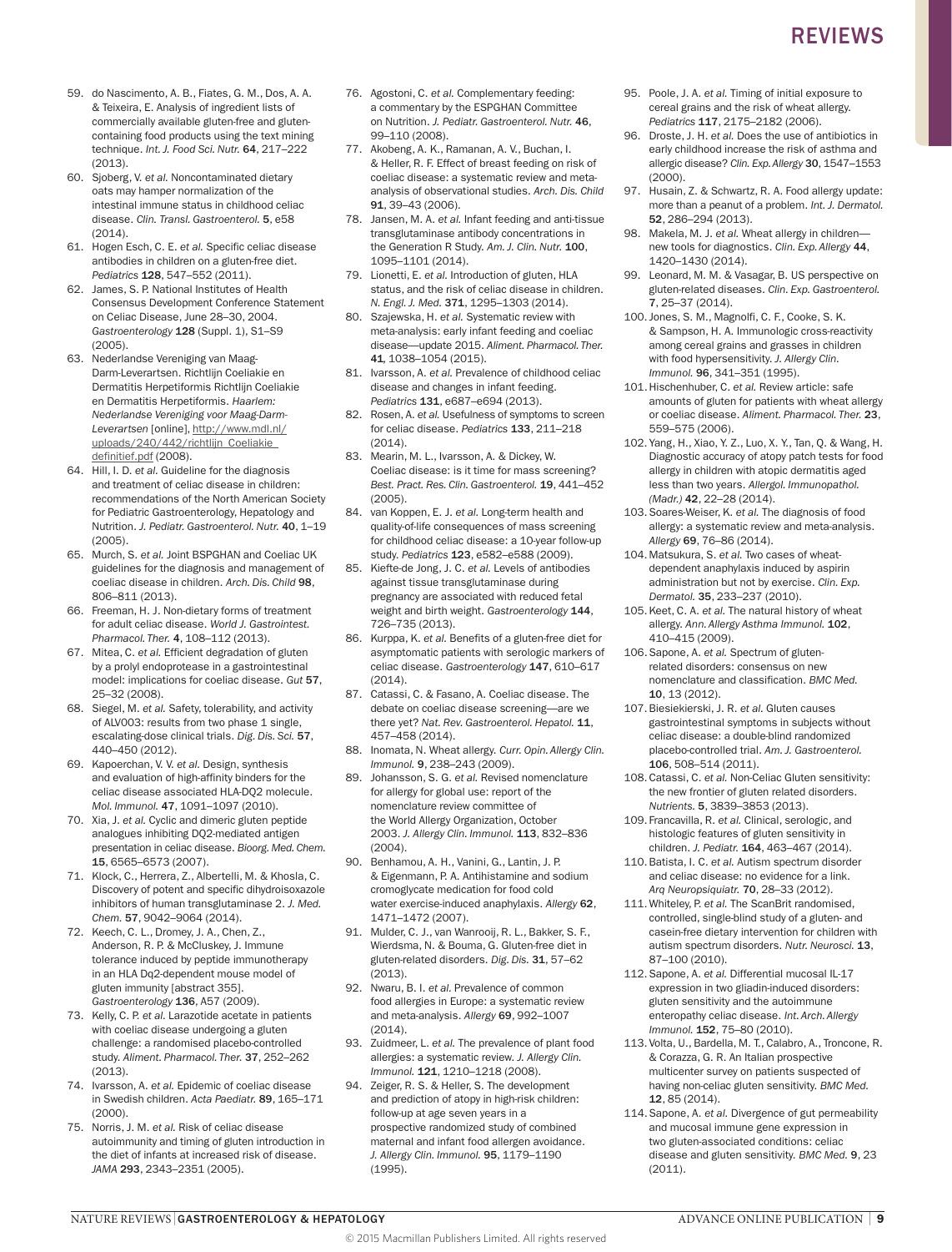59. do Nascimento, A. B., Fiates, G. M., Dos, A. A. & Teixeira, E. Analysis of ingredient lists of commercially available gluten-free and gluten-containing food products using the text mining technique. *Int. J. Food Sci. Nutr.* **64**, 217–222 (2013).
60. Sjoberg, V. *et al.* Noncontaminated dietary oats may hamper normalization of the intestinal immune status in childhood celiac disease. *Clin. Transl. Gastroenterol.* **5**, e58 (2014).
61. Hogen Esch, C. E. *et al.* Specific celiac disease antibodies in children on a gluten-free diet. *Pediatrics* **128**, 547–552 (2011).
62. James, S. P. National Institutes of Health Consensus Development Conference Statement on Celiac Disease, June 28–30, 2004. *Gastroenterology* **128** (Suppl. 1), S1–S9 (2005).
63. Nederlandse Vereniging van Maag-Darm-Leverartsen. Richtlijn Coeliakie en Dermatitis Herpetiformis Richtlijn Coeliakie en Dermatitis Herpetiformis. *Haarlem: Nederlandse Vereniging voor Maag-Darm-Leverartsen* [online], http://www.mdl.nl/uploads/240/442/richtlijn_Coeliakie_definitief.pdf (2008).
64. Hill, I. D. *et al.* Guideline for the diagnosis and treatment of celiac disease in children: recommendations of the North American Society for Pediatric Gastroenterology, Hepatology and Nutrition. *J. Pediatr. Gastroenterol. Nutr.* **40**, 1–19 (2005).
65. Murch, S. *et al.* Joint BSPGHAN and Coeliac UK guidelines for the diagnosis and management of coeliac disease in children. *Arch. Dis. Child* **98**, 806–811 (2013).
66. Freeman, H. J. Non-dietary forms of treatment for adult celiac disease. *World J. Gastrointest. Pharmacol. Ther.* **4**, 108–112 (2013).
67. Mitea, C. *et al.* Efficient degradation of gluten by a prolyl endoprotease in a gastrointestinal model: implications for coeliac disease. *Gut* **57**, 25–32 (2008).
68. Siegel, M. *et al.* Safety, tolerability, and activity of ALV003: results from two phase 1 single, escalating-dose clinical trials. *Dig. Dis. Sci.* **57**, 440–450 (2012).
69. Kapoerchan, V. V. *et al.* Design, synthesis and evaluation of high-affinity binders for the celiac disease associated HLA-DQ2 molecule. *Mol. Immunol.* **47**, 1091–1097 (2010).
70. Xia, J. *et al.* Cyclic and dimeric gluten peptide analogues inhibiting DQ2-mediated antigen presentation in celiac disease. *Bioorg. Med. Chem.* **15**, 6565–6573 (2007).
71. Klock, C., Herrera, Z., Albertelli, M. & Khosla, C. Discovery of potent and specific dihydroisoxazole inhibitors of human transglutaminase 2. *J. Med. Chem.* **57**, 9042–9064 (2014).
72. Keech, C. L., Dromey, J. A., Chen, Z., Anderson, R. P. & McCluskey, J. Immune tolerance induced by peptide immunotherapy in an HLA Dq2-dependent mouse model of gluten immunity [abstract 355]. *Gastroenterology* **136**, A57 (2009).
73. Kelly, C. P. *et al.* Larazotide acetate in patients with coeliac disease undergoing a gluten challenge: a randomised placebo-controlled study. *Aliment. Pharmacol. Ther.* **37**, 252–262 (2013).
74. Ivarsson, A. *et al.* Epidemic of coeliac disease in Swedish children. *Acta Paediatr.* **89**, 165–171 (2000).
75. Norris, J. M. *et al.* Risk of celiac disease autoimmunity and timing of gluten introduction in the diet of infants at increased risk of disease. *JAMA* **293**, 2343–2351 (2005).
76. Agostoni, C. *et al.* Complementary feeding: a commentary by the ESPGHAN Committee on Nutrition. *J. Pediatr. Gastroenterol. Nutr.* **46**, 99–110 (2008).
77. Akobeng, A. K., Ramanan, A. V., Buchan, I. & Heller, R. F. Effect of breast feeding on risk of coeliac disease: a systematic review and meta-analysis of observational studies. *Arch. Dis. Child* **91**, 39–43 (2006).
78. Jansen, M. A. *et al.* Infant feeding and anti-tissue transglutaminase antibody concentrations in the Generation R Study. *Am. J. Clin. Nutr.* **100**, 1095–1101 (2014).
79. Lionetti, E. *et al.* Introduction of gluten, HLA status, and the risk of celiac disease in children. *N. Engl. J. Med.* **371**, 1295–1303 (2014).
80. Szajewska, H. *et al.* Systematic review with meta-analysis: early infant feeding and coeliac disease—update 2015. *Aliment. Pharmacol. Ther.* **41**, 1038–1054 (2015).
81. Ivarsson, A. *et al.* Prevalence of childhood celiac disease and changes in infant feeding. *Pediatrics* **131**, e687–e694 (2013).
82. Rosen, A. *et al.* Usefulness of symptoms to screen for celiac disease. *Pediatrics* **133**, 211–218 (2014).
83. Mearin, M. L., Ivarsson, A. & Dickey, W. Coeliac disease: is it time for mass screening? *Best. Pract. Res. Clin. Gastroenterol.* **19**, 441–452 (2005).
84. van Koppen, E. J. *et al.* Long-term health and quality-of-life consequences of mass screening for childhood celiac disease: a 10-year follow-up study. *Pediatrics* **123**, e582–e588 (2009).
85. Kiefte-de Jong, J. C. *et al.* Levels of antibodies against tissue transglutaminase during pregnancy are associated with reduced fetal weight and birth weight. *Gastroenterology* **144**, 726–735 (2013).
86. Kurppa, K. *et al.* Benefits of a gluten-free diet for asymptomatic patients with serologic markers of celiac disease. *Gastroenterology* **147**, 610–617 (2014).
87. Catassi, C. & Fasano, A. Coeliac disease. The debate on coeliac disease screening—are we there yet? *Nat. Rev. Gastroenterol. Hepatol.* **11**, 457–458 (2014).
88. Inomata, N. Wheat allergy. *Curr. Opin. Allergy Clin. Immunol.* **9**, 238–243 (2009).
89. Johansson, S. G. *et al.* Revised nomenclature for allergy for global use: report of the nomenclature review committee of the World Allergy Organization, October 2003. *J. Allergy Clin. Immunol.* **113**, 832–836 (2004).
90. Benhamou, A. H., Vanini, G., Lantin, J. P. & Eigenmann, P. A. Antihistamine and sodium cromoglycate medication for food cold water exercise-induced anaphylaxis. *Allergy* **62**, 1471–1472 (2007).
91. Mulder, C. J., van Wanrooij, R. L., Bakker, S. F., Wierdsma, N. & Bouma, G. Gluten-free diet in gluten-related disorders. *Dig. Dis.* **31**, 57–62 (2013).
92. Nwaru, B. I. *et al.* Prevalence of common food allergies in Europe: a systematic review and meta-analysis. *Allergy* **69**, 992–1007 (2014).
93. Zuidmeer, L. *et al.* The prevalence of plant food allergies: a systematic review. *J. Allergy Clin. Immunol.* **121**, 1210–1218 (2008).
94. Zeiger, R. S. & Heller, S. The development and prediction of atopy in high-risk children: follow-up at age seven years in a prospective randomized study of combined maternal and infant food allergen avoidance. *J. Allergy Clin. Immunol.* **95**, 1179–1190 (1995).
95. Poole, J. A. *et al.* Timing of initial exposure to cereal grains and the risk of wheat allergy. *Pediatrics* **117**, 2175–2182 (2006).
96. Droste, J. H. *et al.* Does the use of antibiotics in early childhood increase the risk of asthma and allergic disease? *Clin. Exp. Allergy* **30**, 1547–1553 (2000).
97. Husain, Z. & Schwartz, R. A. Food allergy update: more than a peanut of a problem. *Int. J. Dermatol.* **52**, 286–294 (2013).
98. Makela, M. J. *et al.* Wheat allergy in children—new tools for diagnostics. *Clin. Exp. Allergy* **44**, 1420–1430 (2014).
99. Leonard, M. M. & Vasagar, B. US perspective on gluten-related diseases. *Clin. Exp. Gastroenterol.* **7**, 25–37 (2014).
100. Jones, S. M., Magnolfi, C. F., Cooke, S. K. & Sampson, H. A. Immunologic cross-reactivity among cereal grains and grasses in children with food hypersensitivity. *J. Allergy Clin. Immunol.* **96**, 341–351 (1995).
101. Hischenhuber, C. *et al.* Review article: safe amounts of gluten for patients with wheat allergy or coeliac disease. *Aliment. Pharmacol. Ther.* **23**, 559–575 (2006).
102. Yang, H., Xiao, Y. Z., Luo, X. Y., Tan, Q. & Wang, H. Diagnostic accuracy of atopy patch tests for food allergy in children with atopic dermatitis aged less than two years. *Allergol. Immunopathol. (Madr.)* **42**, 22–28 (2014).
103. Soares-Weiser, K. *et al.* The diagnosis of food allergy: a systematic review and meta-analysis. *Allergy* **69**, 76–86 (2014).
104. Matsukura, S. *et al.* Two cases of wheat-dependent anaphylaxis induced by aspirin administration but not by exercise. *Clin. Exp. Dermatol.* **35**, 233–237 (2010).
105. Keet, C. A. *et al.* The natural history of wheat allergy. *Ann. Allergy Asthma Immunol.* **102**, 410–415 (2009).
106. Sapone, A. *et al.* Spectrum of gluten-related disorders: consensus on new nomenclature and classification. *BMC Med.* **10**, 13 (2012).
107. Biesiekierski, J. R. *et al.* Gluten causes gastrointestinal symptoms in subjects without celiac disease: a double-blind randomized placebo-controlled trial. *Am. J. Gastroenterol.* **106**, 508–514 (2011).
108. Catassi, C. *et al.* Non-Celiac Gluten sensitivity: the new frontier of gluten related disorders. *Nutrients.* **5**, 3839–3853 (2013).
109. Francavilla, R. *et al.* Clinical, serologic, and histologic features of gluten sensitivity in children. *J. Pediatr.* **164**, 463–467 (2014).
110. Batista, I. C. *et al.* Autism spectrum disorder and celiac disease: no evidence for a link. *Arq Neuropsiquiatr.* **70**, 28–33 (2012).
111. Whiteley, P. *et al.* The ScanBrit randomised, controlled, single-blind study of a gluten- and casein-free dietary intervention for children with autism spectrum disorders. *Nutr. Neurosci.* **13**, 87–100 (2010).
112. Sapone, A. *et al.* Differential mucosal IL-17 expression in two gliadin-induced disorders: gluten sensitivity and the autoimmune enteropathy celiac disease. *Int. Arch. Allergy Immunol.* **152**, 75–80 (2010).
113. Volta, U., Bardella, M. T., Calabro, A., Troncone, R. & Corazza, G. R. An Italian prospective multicenter survey on patients suspected of having non-celiac gluten sensitivity. *BMC Med.* **12**, 85 (2014).
114. Sapone, A. *et al.* Divergence of gut permeability and mucosal immune gene expression in two gluten-associated conditions: celiac disease and gluten sensitivity. *BMC Med.* **9**, 23 (2011).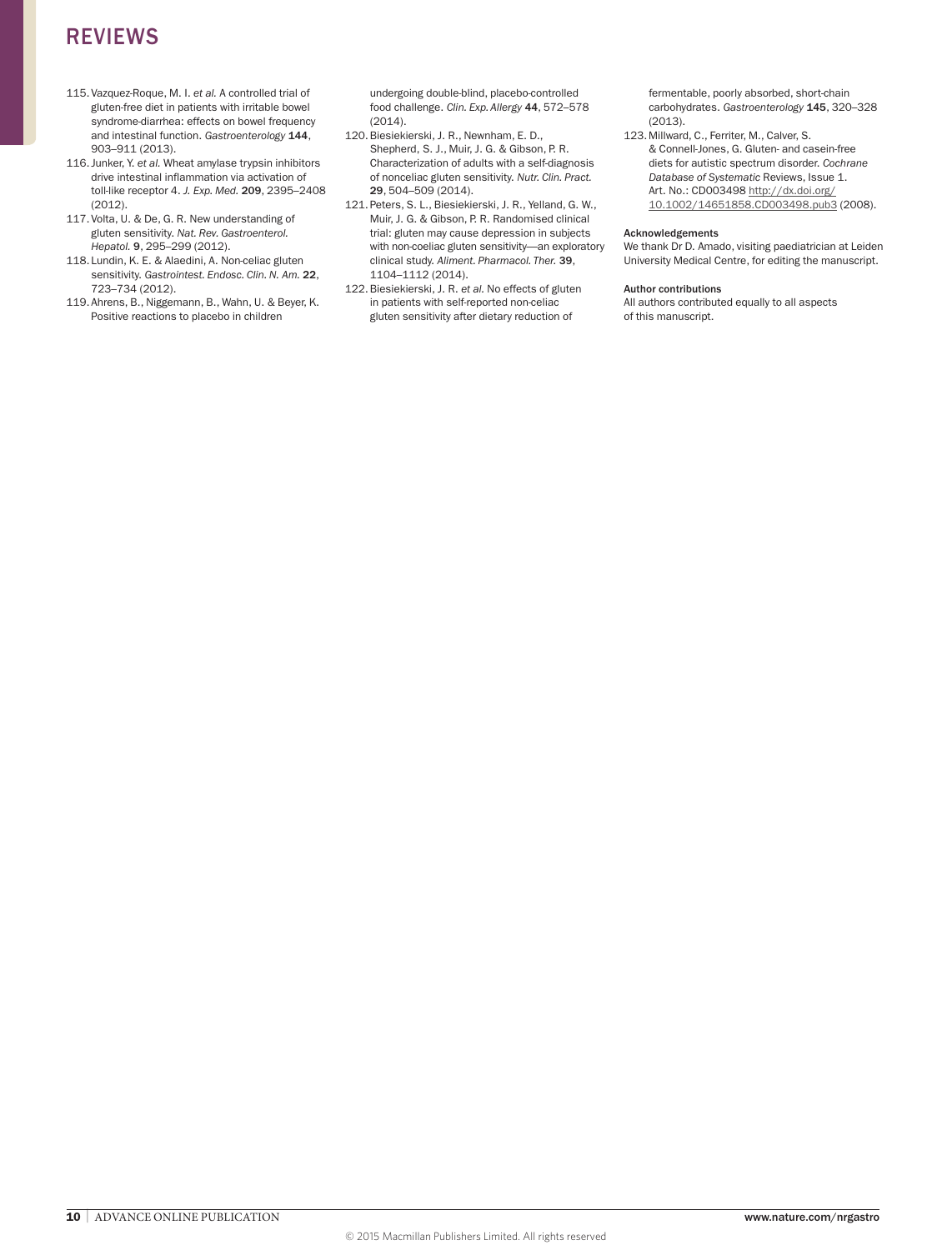115. Vazquez-Roque, M. I. *et al.* A controlled trial of gluten-free diet in patients with irritable bowel syndrome-diarrhea: effects on bowel frequency and intestinal function. *Gastroenterology* **144**, 903–911 (2013).
116. Junker, Y. *et al.* Wheat amylase trypsin inhibitors drive intestinal inflammation via activation of toll-like receptor 4. *J. Exp. Med.* **209**, 2395–2408 (2012).
117. Volta, U. & De, G. R. New understanding of gluten sensitivity. *Nat. Rev. Gastroenterol. Hepatol.* **9**, 295–299 (2012).
118. Lundin, K. E. & Alaedini, A. Non-celiac gluten sensitivity. *Gastrointest. Endosc. Clin. N. Am.* **22**, 723–734 (2012).
119. Ahrens, B., Niggemann, B., Wahn, U. & Beyer, K. Positive reactions to placebo in children undergoing double-blind, placebo-controlled food challenge. *Clin. Exp. Allergy* **44**, 572–578 (2014).
120. Biesiekierski, J. R., Newnham, E. D., Shepherd, S. J., Muir, J. G. & Gibson, P. R. Characterization of adults with a self-diagnosis of nonceliac gluten sensitivity. *Nutr. Clin. Pract.* **29**, 504–509 (2014).
121. Peters, S. L., Biesiekierski, J. R., Yelland, G. W., Muir, J. G. & Gibson, P. R. Randomised clinical trial: gluten may cause depression in subjects with non-coeliac gluten sensitivity—an exploratory clinical study. *Aliment. Pharmacol. Ther.* **39**, 1104–1112 (2014).
122. Biesiekierski, J. R. *et al.* No effects of gluten in patients with self-reported non-celiac gluten sensitivity after dietary reduction of fermentable, poorly absorbed, short-chain carbohydrates. *Gastroenterology* **145**, 320–328 (2013).
123. Millward, C., Ferriter, M., Calver, S. & Connell-Jones, G. Gluten- and casein-free diets for autistic spectrum disorder. *Cochrane Database of Systematic* Reviews, Issue 1. Art. No.: CD003498 http://dx.doi.org/10.1002/14651858.CD003498.pub3 (2008).

#### Acknowledgements
We thank Dr D. Amado, visiting paediatrician at Leiden University Medical Centre, for editing the manuscript.

#### Author contributions
All authors contributed equally to all aspects of this manuscript.